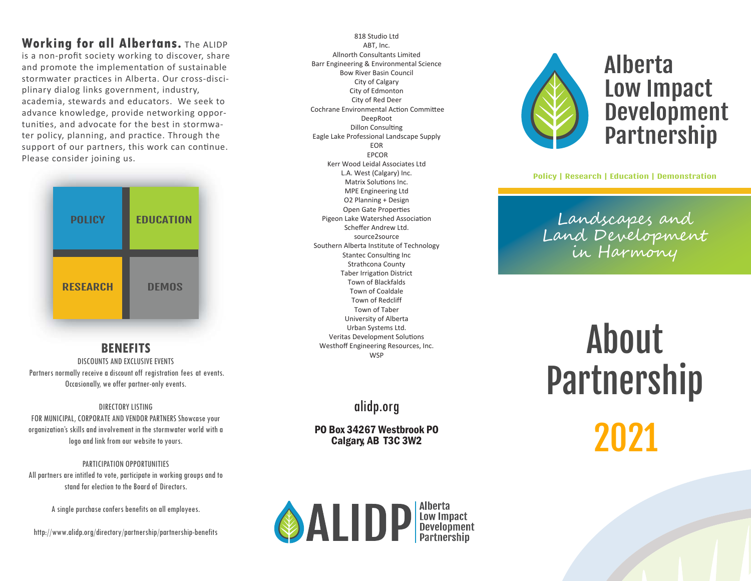**Working for all Albertans.** The ALIDP is a non-profit society working to discover, share and promote the implementation of sustainable stormwater practices in Alberta. Our cross-disciplinary dialog links government, industry, academia, stewards and educators. We seek to advance knowledge, provide networking opportunities, and advocate for the best in stormwater policy, planning, and practice. Through the support of our partners, this work can continue. Please consider joining us.

| POLICY | EDUCATION |
|---|---|
| RESEARCH | DEMOS |

## BENEFITS

DISCOUNTS AND EXCLUSIVE EVENTS

Partners normally receive a discount off registration fees at events. Occasionally, we offer partner-only events.

DIRECTORY LISTING

FOR MUNICIPAL, CORPORATE AND VENDOR PARTNERS Showcase your organization's skills and involvement in the stormwater world with a logo and link from our website to yours.

PARTICIPATION OPPORTUNITIES

All partners are intitled to vote, participate in working groups and to stand for election to the Board of Directors.

A single purchase confers benefits on all employees.

http://www.alidp.org/directory/partnership/partnership-benefits

818 Studio Ltd
ABT, Inc.
Allnorth Consultants Limited
Barr Engineering & Environmental Science
Bow River Basin Council
City of Calgary
City of Edmonton
City of Red Deer
Cochrane Environmental Action Committee
DeepRoot
Dillon Consulting
Eagle Lake Professional Landscape Supply
EOR
EPCOR
Kerr Wood Leidal Associates Ltd
L.A. West (Calgary) Inc.
Matrix Solutions Inc.
MPE Engineering Ltd
O2 Planning + Design
Open Gate Properties
Pigeon Lake Watershed Association
Scheffer Andrew Ltd.
source2source
Southern Alberta Institute of Technology
Stantec Consulting Inc
Strathcona County
Taber Irrigation District
Town of Blackfalds
Town of Coaldale
Town of Redcliff
Town of Taber
University of Alberta
Urban Systems Ltd.
Veritas Development Solutions
Westhoff Engineering Resources, Inc.
WSP

alidp.org

**PO Box 34267 Westbrook PO**
**Calgary, AB T3C 3W2**

ALIDP Alberta Low Impact Development Partnership

# Alberta Low Impact Development Partnership

**Policy | Research | Education | Demonstration**

*Landscapes and Land Development in Harmony*

# About Partnership

# 2021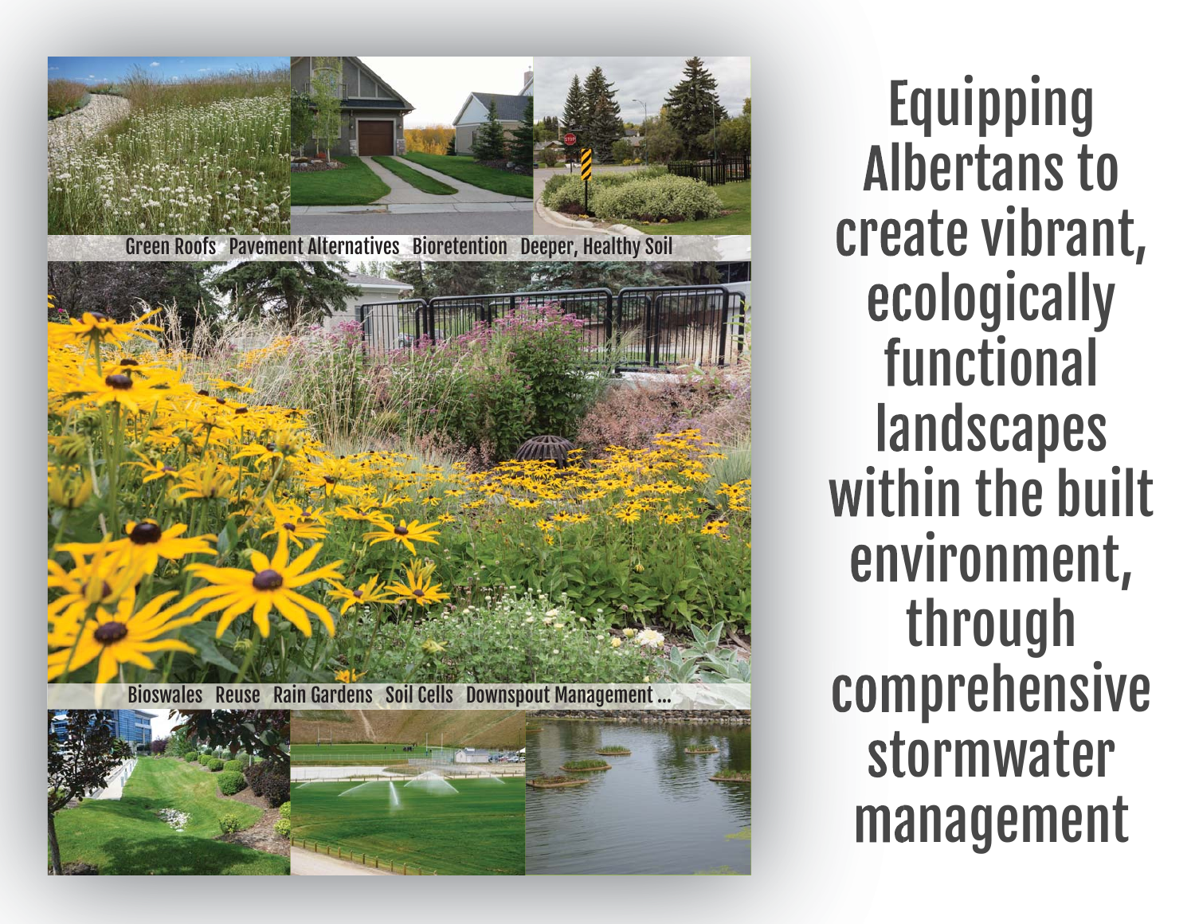Green Roofs Pavement Alternatives Bioretention Deeper, Healthy Soil

Bioswales Reuse Rain Gardens Soil Cells Downspout Management ...

# Equipping Albertans to create vibrant, ecologically functional landscapes within the built environment, through comprehensive stormwater management